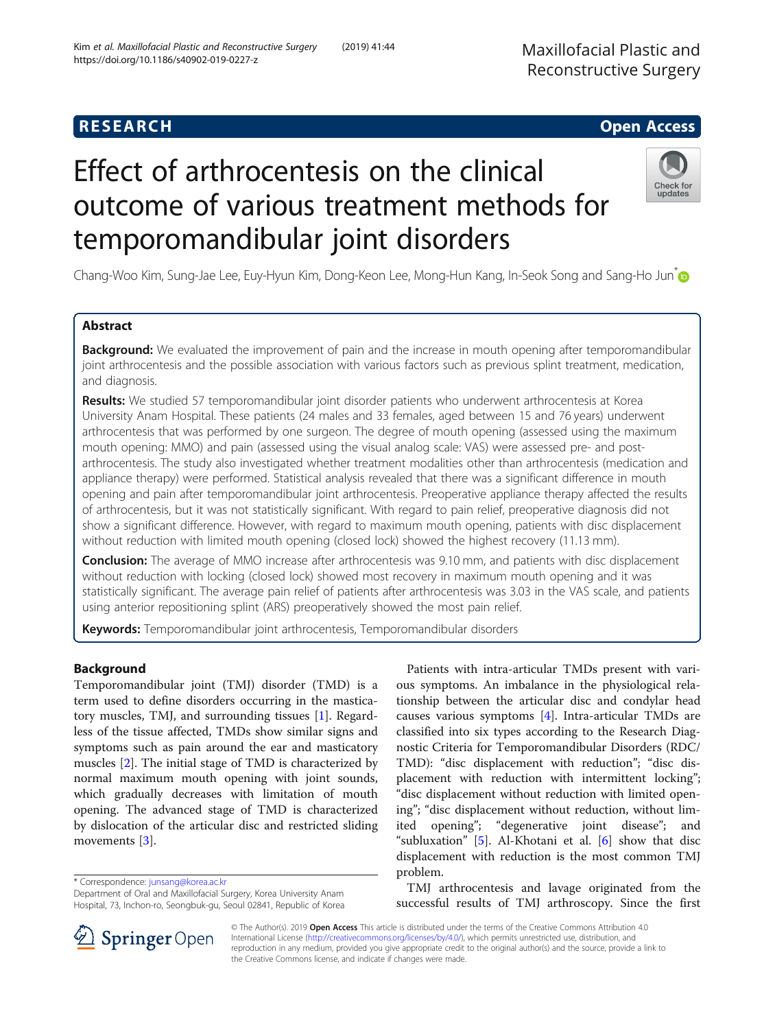RESEARCH Open Access

# Effect of arthrocentesis on the clinical outcome of various treatment methods for temporomandibular joint disorders

Chang-Woo Kim, Sung-Jae Lee, Euy-Hyun Kim, Dong-Keon Lee, Mong-Hun Kang, In-Seok Song and Sang-Ho Jun*

## Abstract

**Background:** We evaluated the improvement of pain and the increase in mouth opening after temporomandibular joint arthrocentesis and the possible association with various factors such as previous splint treatment, medication, and diagnosis.

**Results:** We studied 57 temporomandibular joint disorder patients who underwent arthrocentesis at Korea University Anam Hospital. These patients (24 males and 33 females, aged between 15 and 76 years) underwent arthrocentesis that was performed by one surgeon. The degree of mouth opening (assessed using the maximum mouth opening: MMO) and pain (assessed using the visual analog scale: VAS) were assessed pre- and post-arthrocentesis. The study also investigated whether treatment modalities other than arthrocentesis (medication and appliance therapy) were performed. Statistical analysis revealed that there was a significant difference in mouth opening and pain after temporomandibular joint arthrocentesis. Preoperative appliance therapy affected the results of arthrocentesis, but it was not statistically significant. With regard to pain relief, preoperative diagnosis did not show a significant difference. However, with regard to maximum mouth opening, patients with disc displacement without reduction with limited mouth opening (closed lock) showed the highest recovery (11.13 mm).

**Conclusion:** The average of MMO increase after arthrocentesis was 9.10 mm, and patients with disc displacement without reduction with locking (closed lock) showed most recovery in maximum mouth opening and it was statistically significant. The average pain relief of patients after arthrocentesis was 3.03 in the VAS scale, and patients using anterior repositioning splint (ARS) preoperatively showed the most pain relief.

**Keywords:** Temporomandibular joint arthrocentesis, Temporomandibular disorders

## Background

Temporomandibular joint (TMJ) disorder (TMD) is a term used to define disorders occurring in the masticatory muscles, TMJ, and surrounding tissues [1]. Regardless of the tissue affected, TMDs show similar signs and symptoms such as pain around the ear and masticatory muscles [2]. The initial stage of TMD is characterized by normal maximum mouth opening with joint sounds, which gradually decreases with limitation of mouth opening. The advanced stage of TMD is characterized by dislocation of the articular disc and restricted sliding movements [3].

Patients with intra-articular TMDs present with various symptoms. An imbalance in the physiological relationship between the articular disc and condylar head causes various symptoms [4]. Intra-articular TMDs are classified into six types according to the Research Diagnostic Criteria for Temporomandibular Disorders (RDC/TMD): "disc displacement with reduction"; "disc displacement with reduction with intermittent locking"; "disc displacement without reduction with limited opening"; "disc displacement without reduction, without limited opening"; "degenerative joint disease"; and "subluxation" [5]. Al-Khotani et al. [6] show that disc displacement with reduction is the most common TMJ problem.

TMJ arthrocentesis and lavage originated from the successful results of TMJ arthroscopy. Since the first

* Correspondence: junsang@korea.ac.kr
Department of Oral and Maxillofacial Surgery, Korea University Anam Hospital, 73, Inchon-ro, Seongbuk-gu, Seoul 02841, Republic of Korea

© The Author(s). 2019 **Open Access** This article is distributed under the terms of the Creative Commons Attribution 4.0 International License (http://creativecommons.org/licenses/by/4.0/), which permits unrestricted use, distribution, and reproduction in any medium, provided you give appropriate credit to the original author(s) and the source, provide a link to the Creative Commons license, and indicate if changes were made.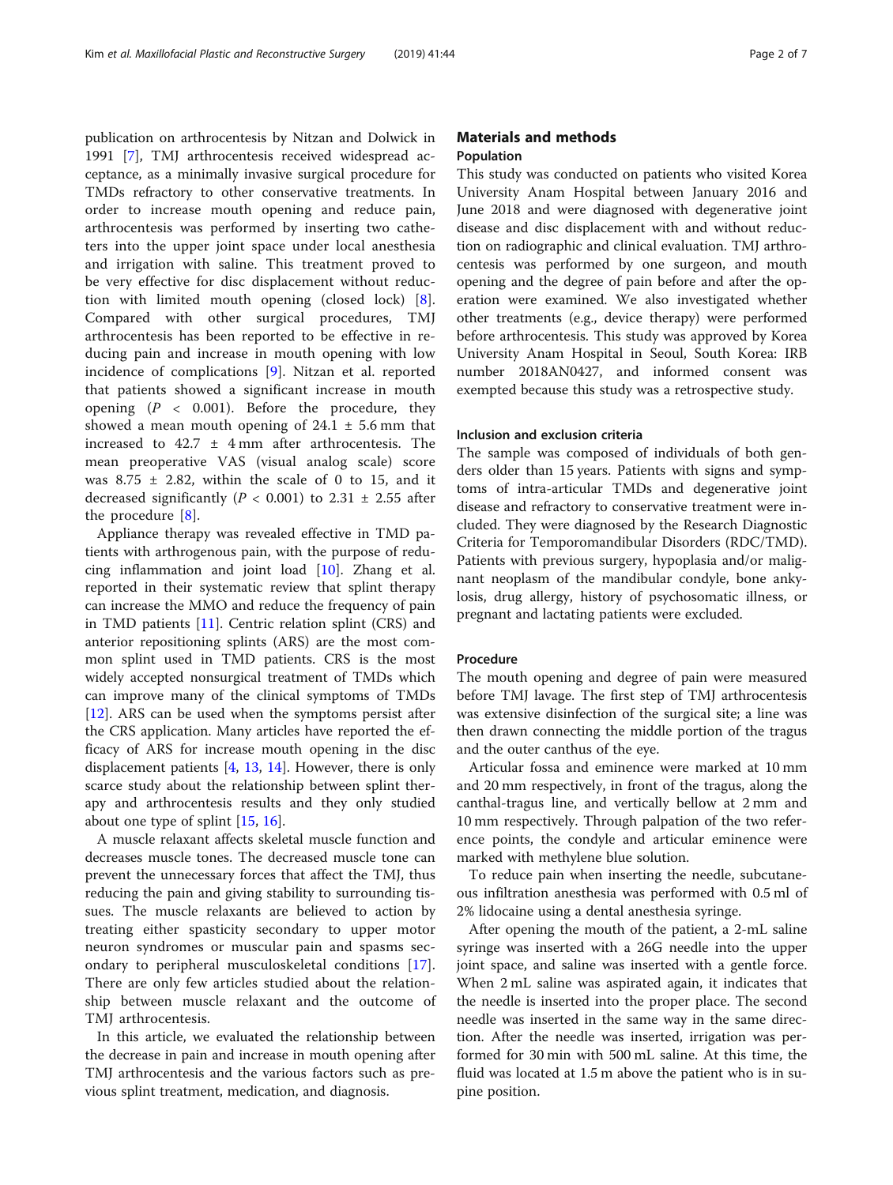publication on arthrocentesis by Nitzan and Dolwick in 1991 [7], TMJ arthrocentesis received widespread acceptance, as a minimally invasive surgical procedure for TMDs refractory to other conservative treatments. In order to increase mouth opening and reduce pain, arthrocentesis was performed by inserting two catheters into the upper joint space under local anesthesia and irrigation with saline. This treatment proved to be very effective for disc displacement without reduction with limited mouth opening (closed lock) [8]. Compared with other surgical procedures, TMJ arthrocentesis has been reported to be effective in reducing pain and increase in mouth opening with low incidence of complications [9]. Nitzan et al. reported that patients showed a significant increase in mouth opening ($P < 0.001$). Before the procedure, they showed a mean mouth opening of 24.1 ± 5.6 mm that increased to 42.7 ± 4 mm after arthrocentesis. The mean preoperative VAS (visual analog scale) score was 8.75 ± 2.82, within the scale of 0 to 15, and it decreased significantly ($P < 0.001$) to 2.31 ± 2.55 after the procedure [8].

Appliance therapy was revealed effective in TMD patients with arthrogenous pain, with the purpose of reducing inflammation and joint load [10]. Zhang et al. reported in their systematic review that splint therapy can increase the MMO and reduce the frequency of pain in TMD patients [11]. Centric relation splint (CRS) and anterior repositioning splints (ARS) are the most common splint used in TMD patients. CRS is the most widely accepted nonsurgical treatment of TMDs which can improve many of the clinical symptoms of TMDs [12]. ARS can be used when the symptoms persist after the CRS application. Many articles have reported the efficacy of ARS for increase mouth opening in the disc displacement patients [4, 13, 14]. However, there is only scarce study about the relationship between splint therapy and arthrocentesis results and they only studied about one type of splint [15, 16].

A muscle relaxant affects skeletal muscle function and decreases muscle tones. The decreased muscle tone can prevent the unnecessary forces that affect the TMJ, thus reducing the pain and giving stability to surrounding tissues. The muscle relaxants are believed to action by treating either spasticity secondary to upper motor neuron syndromes or muscular pain and spasms secondary to peripheral musculoskeletal conditions [17]. There are only few articles studied about the relationship between muscle relaxant and the outcome of TMJ arthrocentesis.

In this article, we evaluated the relationship between the decrease in pain and increase in mouth opening after TMJ arthrocentesis and the various factors such as previous splint treatment, medication, and diagnosis.

## Materials and methods

### Population

This study was conducted on patients who visited Korea University Anam Hospital between January 2016 and June 2018 and were diagnosed with degenerative joint disease and disc displacement with and without reduction on radiographic and clinical evaluation. TMJ arthrocentesis was performed by one surgeon, and mouth opening and the degree of pain before and after the operation were examined. We also investigated whether other treatments (e.g., device therapy) were performed before arthrocentesis. This study was approved by Korea University Anam Hospital in Seoul, South Korea: IRB number 2018AN0427, and informed consent was exempted because this study was a retrospective study.

### Inclusion and exclusion criteria

The sample was composed of individuals of both genders older than 15 years. Patients with signs and symptoms of intra-articular TMDs and degenerative joint disease and refractory to conservative treatment were included. They were diagnosed by the Research Diagnostic Criteria for Temporomandibular Disorders (RDC/TMD). Patients with previous surgery, hypoplasia and/or malignant neoplasm of the mandibular condyle, bone ankylosis, drug allergy, history of psychosomatic illness, or pregnant and lactating patients were excluded.

### Procedure

The mouth opening and degree of pain were measured before TMJ lavage. The first step of TMJ arthrocentesis was extensive disinfection of the surgical site; a line was then drawn connecting the middle portion of the tragus and the outer canthus of the eye.

Articular fossa and eminence were marked at 10 mm and 20 mm respectively, in front of the tragus, along the canthal-tragus line, and vertically bellow at 2 mm and 10 mm respectively. Through palpation of the two reference points, the condyle and articular eminence were marked with methylene blue solution.

To reduce pain when inserting the needle, subcutaneous infiltration anesthesia was performed with 0.5 ml of 2% lidocaine using a dental anesthesia syringe.

After opening the mouth of the patient, a 2-mL saline syringe was inserted with a 26G needle into the upper joint space, and saline was inserted with a gentle force. When 2 mL saline was aspirated again, it indicates that the needle is inserted into the proper place. The second needle was inserted in the same way in the same direction. After the needle was inserted, irrigation was performed for 30 min with 500 mL saline. At this time, the fluid was located at 1.5 m above the patient who is in supine position.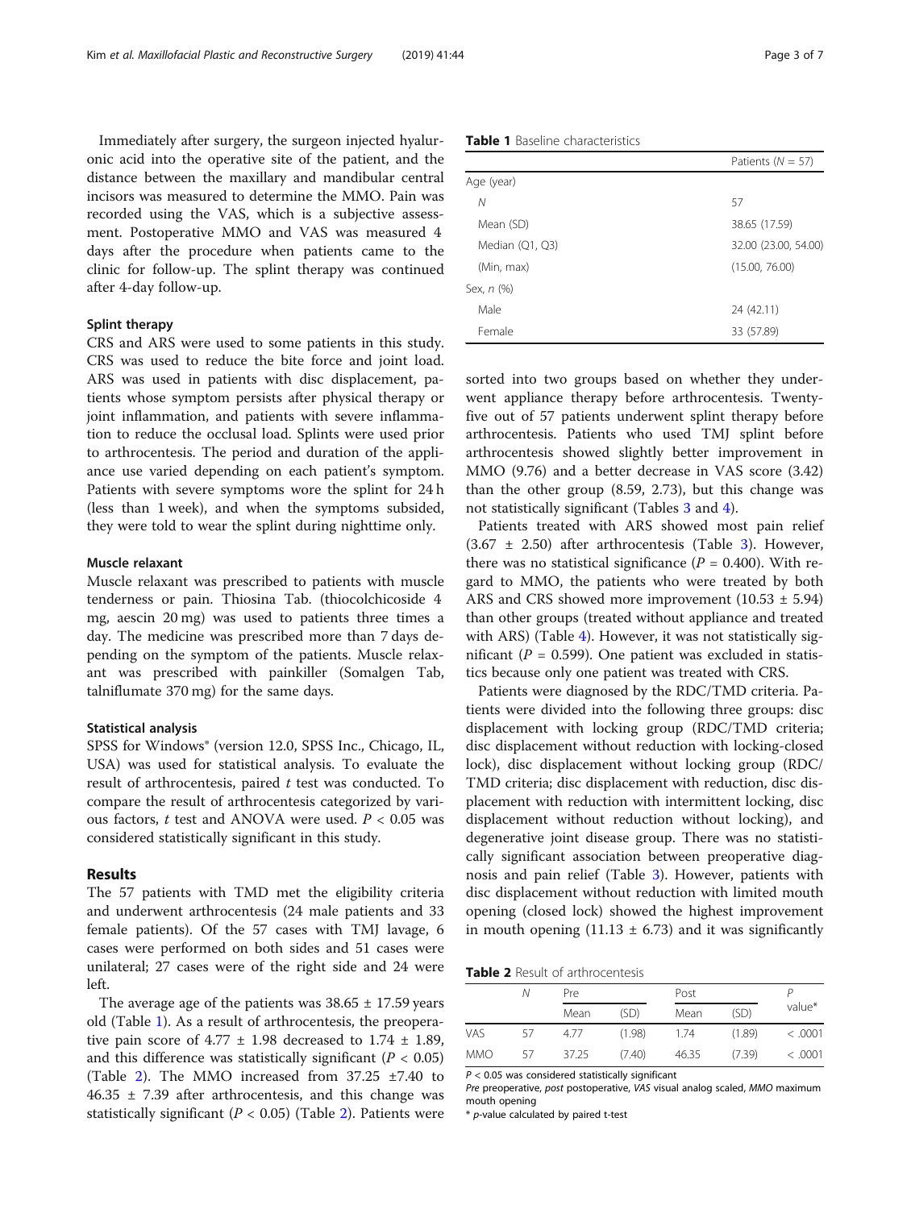Immediately after surgery, the surgeon injected hyaluronic acid into the operative site of the patient, and the distance between the maxillary and mandibular central incisors was measured to determine the MMO. Pain was recorded using the VAS, which is a subjective assessment. Postoperative MMO and VAS was measured 4 days after the procedure when patients came to the clinic for follow-up. The splint therapy was continued after 4-day follow-up.

### Splint therapy

CRS and ARS were used to some patients in this study. CRS was used to reduce the bite force and joint load. ARS was used in patients with disc displacement, patients whose symptom persists after physical therapy or joint inflammation, and patients with severe inflammation to reduce the occlusal load. Splints were used prior to arthrocentesis. The period and duration of the appliance use varied depending on each patient's symptom. Patients with severe symptoms wore the splint for 24 h (less than 1 week), and when the symptoms subsided, they were told to wear the splint during nighttime only.

### Muscle relaxant

Muscle relaxant was prescribed to patients with muscle tenderness or pain. Thiosina Tab. (thiocolchicoside 4 mg, aescin 20 mg) was used to patients three times a day. The medicine was prescribed more than 7 days depending on the symptom of the patients. Muscle relaxant was prescribed with painkiller (Somalgen Tab, talniflumate 370 mg) for the same days.

### Statistical analysis

SPSS for Windows® (version 12.0, SPSS Inc., Chicago, IL, USA) was used for statistical analysis. To evaluate the result of arthrocentesis, paired *t* test was conducted. To compare the result of arthrocentesis categorized by various factors, *t* test and ANOVA were used. $P < 0.05$ was considered statistically significant in this study.

## Results

The 57 patients with TMD met the eligibility criteria and underwent arthrocentesis (24 male patients and 33 female patients). Of the 57 cases with TMJ lavage, 6 cases were performed on both sides and 51 cases were unilateral; 27 cases were of the right side and 24 were left.

The average age of the patients was 38.65 ± 17.59 years old (Table 1). As a result of arthrocentesis, the preoperative pain score of 4.77 ± 1.98 decreased to 1.74 ± 1.89, and this difference was statistically significant ($P < 0.05$) (Table 2). The MMO increased from 37.25 ±7.40 to 46.35 ± 7.39 after arthrocentesis, and this change was statistically significant ($P < 0.05$) (Table 2). Patients were sorted into two groups based on whether they underwent appliance therapy before arthrocentesis. Twenty-five out of 57 patients underwent splint therapy before arthrocentesis. Patients who used TMJ splint before arthrocentesis showed slightly better improvement in MMO (9.76) and a better decrease in VAS score (3.42) than the other group (8.59, 2.73), but this change was not statistically significant (Tables 3 and 4).

Patients treated with ARS showed most pain relief (3.67 ± 2.50) after arthrocentesis (Table 3). However, there was no statistical significance ($P = 0.400$). With regard to MMO, the patients who were treated by both ARS and CRS showed more improvement (10.53 ± 5.94) than other groups (treated without appliance and treated with ARS) (Table 4). However, it was not statistically significant ($P = 0.599$). One patient was excluded in statistics because only one patient was treated with CRS.

Patients were diagnosed by the RDC/TMD criteria. Patients were divided into the following three groups: disc displacement with locking group (RDC/TMD criteria; disc displacement without reduction with locking-closed lock), disc displacement without locking group (RDC/TMD criteria; disc displacement with reduction, disc displacement with reduction with intermittent locking, disc displacement without reduction without locking), and degenerative joint disease group. There was no statistically significant association between preoperative diagnosis and pain relief (Table 3). However, patients with disc displacement without reduction with limited mouth opening (closed lock) showed the highest improvement in mouth opening (11.13 ± 6.73) and it was significantly

**Table 1** Baseline characteristics

| | Patients ($N$ = 57) |
|---|---|
| Age (year) | |
| *N* | 57 |
| Mean (SD) | 38.65 (17.59) |
| Median (Q1, Q3) | 32.00 (23.00, 54.00) |
| (Min, max) | (15.00, 76.00) |
| Sex, *n* (%) | |
| Male | 24 (42.11) |
| Female | 33 (57.89) |

**Table 2** Result of arthrocentesis

| | *N* | Pre | | Post | | *P* value* |
|---|---|---|---|---|---|---|
| | | Mean | (SD) | Mean | (SD) | |
| VAS | 57 | 4.77 | (1.98) | 1.74 | (1.89) | < .0001 |
| MMO | 57 | 37.25 | (7.40) | 46.35 | (7.39) | < .0001 |

$P < 0.05$ was considered statistically significant

*Pre* preoperative, *post* postoperative, *VAS* visual analog scaled, *MMO* maximum mouth opening

\* *p*-value calculated by paired t-test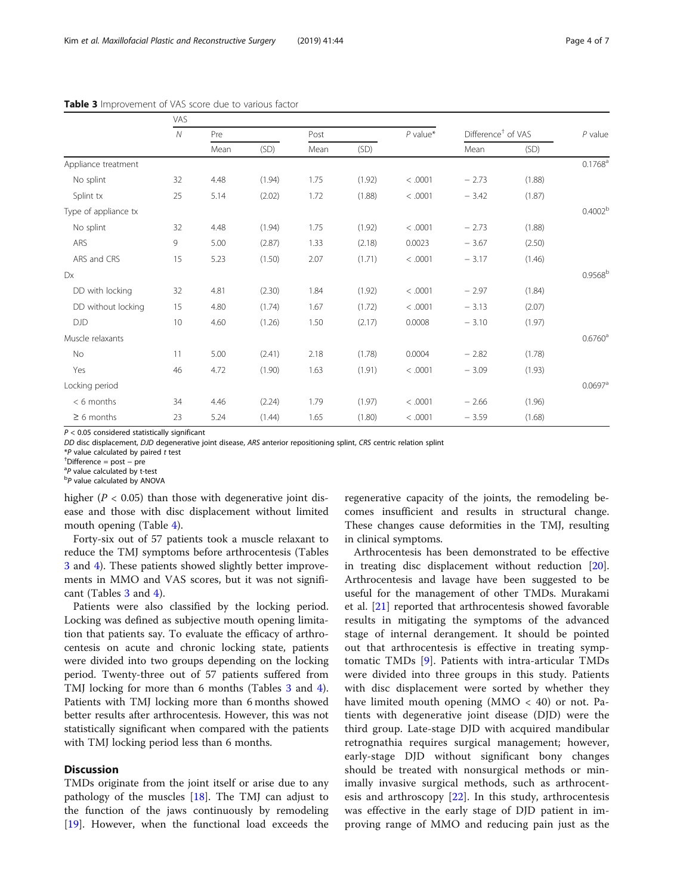**Table 3** Improvement of VAS score due to various factor

| | VAS | | | | | | | | |
|---|---|---|---|---|---|---|---|---|---|
| | N | Pre | | Post | | P value* | Difference[†] of VAS | | P value |
| | | Mean | (SD) | Mean | (SD) | | Mean | (SD) | |
| Appliance treatment | | | | | | | | | 0.1768[a] |
| No splint | 32 | 4.48 | (1.94) | 1.75 | (1.92) | < .0001 | − 2.73 | (1.88) | |
| Splint tx | 25 | 5.14 | (2.02) | 1.72 | (1.88) | < .0001 | − 3.42 | (1.87) | |
| Type of appliance tx | | | | | | | | | 0.4002[b] |
| No splint | 32 | 4.48 | (1.94) | 1.75 | (1.92) | < .0001 | − 2.73 | (1.88) | |
| ARS | 9 | 5.00 | (2.87) | 1.33 | (2.18) | 0.0023 | − 3.67 | (2.50) | |
| ARS and CRS | 15 | 5.23 | (1.50) | 2.07 | (1.71) | < .0001 | − 3.17 | (1.46) | |
| Dx | | | | | | | | | 0.9568[b] |
| DD with locking | 32 | 4.81 | (2.30) | 1.84 | (1.92) | < .0001 | − 2.97 | (1.84) | |
| DD without locking | 15 | 4.80 | (1.74) | 1.67 | (1.72) | < .0001 | − 3.13 | (2.07) | |
| DJD | 10 | 4.60 | (1.26) | 1.50 | (2.17) | 0.0008 | − 3.10 | (1.97) | |
| Muscle relaxants | | | | | | | | | 0.6760[a] |
| No | 11 | 5.00 | (2.41) | 2.18 | (1.78) | 0.0004 | − 2.82 | (1.78) | |
| Yes | 46 | 4.72 | (1.90) | 1.63 | (1.91) | < .0001 | − 3.09 | (1.93) | |
| Locking period | | | | | | | | | 0.0697[a] |
| < 6 months | 34 | 4.46 | (2.24) | 1.79 | (1.97) | < .0001 | − 2.66 | (1.96) | |
| ≥ 6 months | 23 | 5.24 | (1.44) | 1.65 | (1.80) | < .0001 | − 3.59 | (1.68) | |

$P < 0.05$ considered statistically significant
*DD* disc displacement, *DJD* degenerative joint disease, *ARS* anterior repositioning splint, *CRS* centric relation splint
**P* value calculated by paired *t* test
[†]Difference = post − pre
[a]*P* value calculated by t-test
[b]*P* value calculated by ANOVA

higher ($P < 0.05$) than those with degenerative joint disease and those with disc displacement without limited mouth opening (Table 4).

Forty-six out of 57 patients took a muscle relaxant to reduce the TMJ symptoms before arthrocentesis (Tables 3 and 4). These patients showed slightly better improvements in MMO and VAS scores, but it was not significant (Tables 3 and 4).

Patients were also classified by the locking period. Locking was defined as subjective mouth opening limitation that patients say. To evaluate the efficacy of arthrocentesis on acute and chronic locking state, patients were divided into two groups depending on the locking period. Twenty-three out of 57 patients suffered from TMJ locking for more than 6 months (Tables 3 and 4). Patients with TMJ locking more than 6 months showed better results after arthrocentesis. However, this was not statistically significant when compared with the patients with TMJ locking period less than 6 months.

## Discussion

TMDs originate from the joint itself or arise due to any pathology of the muscles [18]. The TMJ can adjust to the function of the jaws continuously by remodeling [19]. However, when the functional load exceeds the regenerative capacity of the joints, the remodeling becomes insufficient and results in structural change. These changes cause deformities in the TMJ, resulting in clinical symptoms.

Arthrocentesis has been demonstrated to be effective in treating disc displacement without reduction [20]. Arthrocentesis and lavage have been suggested to be useful for the management of other TMDs. Murakami et al. [21] reported that arthrocentesis showed favorable results in mitigating the symptoms of the advanced stage of internal derangement. It should be pointed out that arthrocentesis is effective in treating symptomatic TMDs [9]. Patients with intra-articular TMDs were divided into three groups in this study. Patients with disc displacement were sorted by whether they have limited mouth opening (MMO < 40) or not. Patients with degenerative joint disease (DJD) were the third group. Late-stage DJD with acquired mandibular retrognathia requires surgical management; however, early-stage DJD without significant bony changes should be treated with nonsurgical methods or minimally invasive surgical methods, such as arthrocentesis and arthroscopy [22]. In this study, arthrocentesis was effective in the early stage of DJD patient in improving range of MMO and reducing pain just as the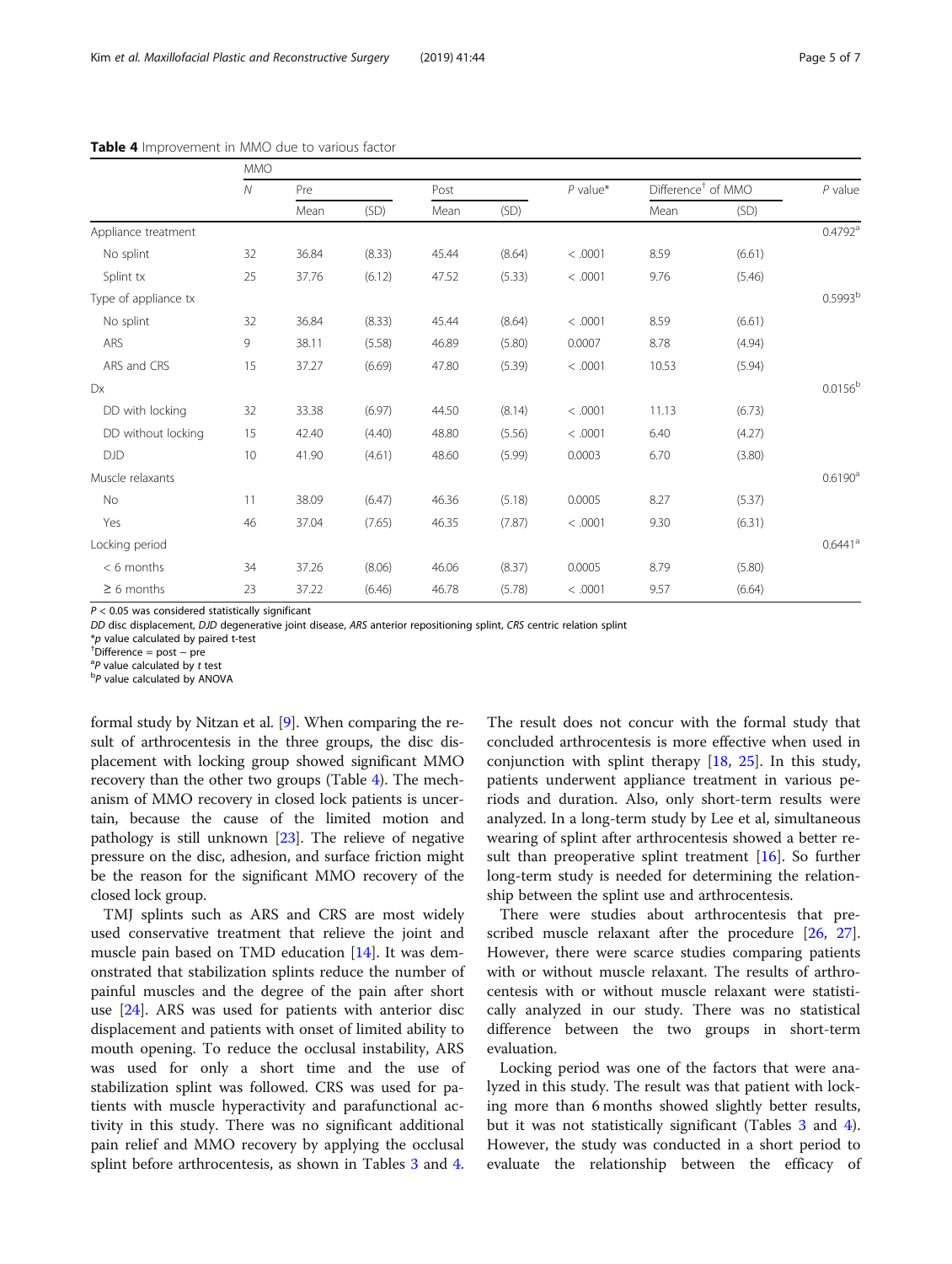**Table 4** Improvement in MMO due to various factor

| | MMO | | | | | | | | |
|---|---|---|---|---|---|---|---|---|---|
| | *N* | Pre | | Post | | *P* value* | Difference† of MMO | | *P* value |
| | | Mean | (SD) | Mean | (SD) | | Mean | (SD) | |
| Appliance treatment | | | | | | | | | 0.4792[a] |
| No splint | 32 | 36.84 | (8.33) | 45.44 | (8.64) | < .0001 | 8.59 | (6.61) | |
| Splint tx | 25 | 37.76 | (6.12) | 47.52 | (5.33) | < .0001 | 9.76 | (5.46) | |
| Type of appliance tx | | | | | | | | | 0.5993[b] |
| No splint | 32 | 36.84 | (8.33) | 45.44 | (8.64) | < .0001 | 8.59 | (6.61) | |
| ARS | 9 | 38.11 | (5.58) | 46.89 | (5.80) | 0.0007 | 8.78 | (4.94) | |
| ARS and CRS | 15 | 37.27 | (6.69) | 47.80 | (5.39) | < .0001 | 10.53 | (5.94) | |
| Dx | | | | | | | | | 0.0156[b] |
| DD with locking | 32 | 33.38 | (6.97) | 44.50 | (8.14) | < .0001 | 11.13 | (6.73) | |
| DD without locking | 15 | 42.40 | (4.40) | 48.80 | (5.56) | < .0001 | 6.40 | (4.27) | |
| DJD | 10 | 41.90 | (4.61) | 48.60 | (5.99) | 0.0003 | 6.70 | (3.80) | |
| Muscle relaxants | | | | | | | | | 0.6190[a] |
| No | 11 | 38.09 | (6.47) | 46.36 | (5.18) | 0.0005 | 8.27 | (5.37) | |
| Yes | 46 | 37.04 | (7.65) | 46.35 | (7.87) | < .0001 | 9.30 | (6.31) | |
| Locking period | | | | | | | | | 0.6441[a] |
| < 6 months | 34 | 37.26 | (8.06) | 46.06 | (8.37) | 0.0005 | 8.79 | (5.80) | |
| ≥ 6 months | 23 | 37.22 | (6.46) | 46.78 | (5.78) | < .0001 | 9.57 | (6.64) | |

$P < 0.05$ was considered statistically significant

*DD* disc displacement, *DJD* degenerative joint disease, *ARS* anterior repositioning splint, *CRS* centric relation splint

\*p value calculated by paired t-test

†Difference = post − pre

[a]*P* value calculated by *t* test

[b]*P* value calculated by ANOVA

formal study by Nitzan et al. [9]. When comparing the result of arthrocentesis in the three groups, the disc displacement with locking group showed significant MMO recovery than the other two groups (Table 4). The mechanism of MMO recovery in closed lock patients is uncertain, because the cause of the limited motion and pathology is still unknown [23]. The relieve of negative pressure on the disc, adhesion, and surface friction might be the reason for the significant MMO recovery of the closed lock group.

TMJ splints such as ARS and CRS are most widely used conservative treatment that relieve the joint and muscle pain based on TMD education [14]. It was demonstrated that stabilization splints reduce the number of painful muscles and the degree of the pain after short use [24]. ARS was used for patients with anterior disc displacement and patients with onset of limited ability to mouth opening. To reduce the occlusal instability, ARS was used for only a short time and the use of stabilization splint was followed. CRS was used for patients with muscle hyperactivity and parafunctional activity in this study. There was no significant additional pain relief and MMO recovery by applying the occlusal splint before arthrocentesis, as shown in Tables 3 and 4. The result does not concur with the formal study that concluded arthrocentesis is more effective when used in conjunction with splint therapy [18, 25]. In this study, patients underwent appliance treatment in various periods and duration. Also, only short-term results were analyzed. In a long-term study by Lee et al, simultaneous wearing of splint after arthrocentesis showed a better result than preoperative splint treatment [16]. So further long-term study is needed for determining the relationship between the splint use and arthrocentesis.

There were studies about arthrocentesis that prescribed muscle relaxant after the procedure [26, 27]. However, there were scarce studies comparing patients with or without muscle relaxant. The results of arthrocentesis with or without muscle relaxant were statistically analyzed in our study. There was no statistical difference between the two groups in short-term evaluation.

Locking period was one of the factors that were analyzed in this study. The result was that patient with locking more than 6 months showed slightly better results, but it was not statistically significant (Tables 3 and 4). However, the study was conducted in a short period to evaluate the relationship between the efficacy of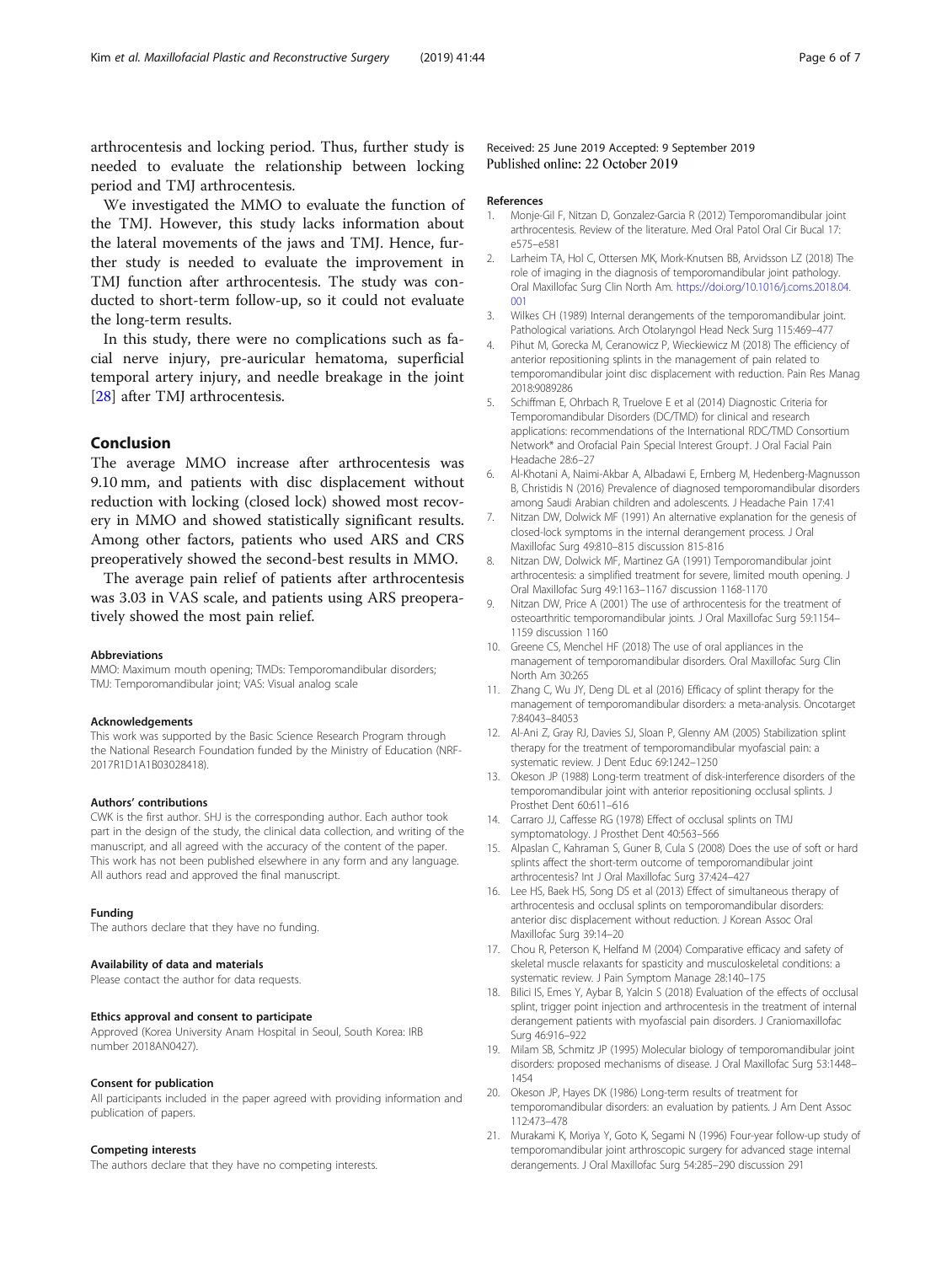arthrocentesis and locking period. Thus, further study is needed to evaluate the relationship between locking period and TMJ arthrocentesis.

We investigated the MMO to evaluate the function of the TMJ. However, this study lacks information about the lateral movements of the jaws and TMJ. Hence, further study is needed to evaluate the improvement in TMJ function after arthrocentesis. The study was conducted to short-term follow-up, so it could not evaluate the long-term results.

In this study, there were no complications such as facial nerve injury, pre-auricular hematoma, superficial temporal artery injury, and needle breakage in the joint [28] after TMJ arthrocentesis.

## Conclusion

The average MMO increase after arthrocentesis was 9.10 mm, and patients with disc displacement without reduction with locking (closed lock) showed most recovery in MMO and showed statistically significant results. Among other factors, patients who used ARS and CRS preoperatively showed the second-best results in MMO.

The average pain relief of patients after arthrocentesis was 3.03 in VAS scale, and patients using ARS preoperatively showed the most pain relief.

#### Abbreviations

MMO: Maximum mouth opening; TMDs: Temporomandibular disorders; TMJ: Temporomandibular joint; VAS: Visual analog scale

#### Acknowledgements

This work was supported by the Basic Science Research Program through the National Research Foundation funded by the Ministry of Education (NRF-2017R1D1A1B03028418).

#### Authors' contributions

CWK is the first author. SHJ is the corresponding author. Each author took part in the design of the study, the clinical data collection, and writing of the manuscript, and all agreed with the accuracy of the content of the paper. This work has not been published elsewhere in any form and any language. All authors read and approved the final manuscript.

#### Funding

The authors declare that they have no funding.

#### Availability of data and materials

Please contact the author for data requests.

#### Ethics approval and consent to participate

Approved (Korea University Anam Hospital in Seoul, South Korea: IRB number 2018AN0427).

#### Consent for publication

All participants included in the paper agreed with providing information and publication of papers.

#### Competing interests

The authors declare that they have no competing interests.

Received: 25 June 2019 Accepted: 9 September 2019
Published online: 22 October 2019

#### References

1. Monje-Gil F, Nitzan D, Gonzalez-Garcia R (2012) Temporomandibular joint arthrocentesis. Review of the literature. Med Oral Patol Oral Cir Bucal 17: e575–e581
2. Larheim TA, Hol C, Ottersen MK, Mork-Knutsen BB, Arvidsson LZ (2018) The role of imaging in the diagnosis of temporomandibular joint pathology. Oral Maxillofac Surg Clin North Am. https://doi.org/10.1016/j.coms.2018.04.001
3. Wilkes CH (1989) Internal derangements of the temporomandibular joint. Pathological variations. Arch Otolaryngol Head Neck Surg 115:469–477
4. Pihut M, Gorecka M, Ceranowicz P, Wieckiewicz M (2018) The efficiency of anterior repositioning splints in the management of pain related to temporomandibular joint disc displacement with reduction. Pain Res Manag 2018:9089286
5. Schiffman E, Ohrbach R, Truelove E et al (2014) Diagnostic Criteria for Temporomandibular Disorders (DC/TMD) for clinical and research applications: recommendations of the International RDC/TMD Consortium Network* and Orofacial Pain Special Interest Group†. J Oral Facial Pain Headache 28:6–27
6. Al-Khotani A, Naimi-Akbar A, Albadawi E, Ernberg M, Hedenberg-Magnusson B, Christidis N (2016) Prevalence of diagnosed temporomandibular disorders among Saudi Arabian children and adolescents. J Headache Pain 17:41
7. Nitzan DW, Dolwick MF (1991) An alternative explanation for the genesis of closed-lock symptoms in the internal derangement process. J Oral Maxillofac Surg 49:810–815 discussion 815-816
8. Nitzan DW, Dolwick MF, Martinez GA (1991) Temporomandibular joint arthrocentesis: a simplified treatment for severe, limited mouth opening. J Oral Maxillofac Surg 49:1163–1167 discussion 1168-1170
9. Nitzan DW, Price A (2001) The use of arthrocentesis for the treatment of osteoarthritic temporomandibular joints. J Oral Maxillofac Surg 59:1154–1159 discussion 1160
10. Greene CS, Menchel HF (2018) The use of oral appliances in the management of temporomandibular disorders. Oral Maxillofac Surg Clin North Am 30:265
11. Zhang C, Wu JY, Deng DL et al (2016) Efficacy of splint therapy for the management of temporomandibular disorders: a meta-analysis. Oncotarget 7:84043–84053
12. Al-Ani Z, Gray RJ, Davies SJ, Sloan P, Glenny AM (2005) Stabilization splint therapy for the treatment of temporomandibular myofascial pain: a systematic review. J Dent Educ 69:1242–1250
13. Okeson JP (1988) Long-term treatment of disk-interference disorders of the temporomandibular joint with anterior repositioning occlusal splints. J Prosthet Dent 60:611–616
14. Carraro JJ, Caffesse RG (1978) Effect of occlusal splints on TMJ symptomatology. J Prosthet Dent 40:563–566
15. Alpaslan C, Kahraman S, Guner B, Cula S (2008) Does the use of soft or hard splints affect the short-term outcome of temporomandibular joint arthrocentesis? Int J Oral Maxillofac Surg 37:424–427
16. Lee HS, Baek HS, Song DS et al (2013) Effect of simultaneous therapy of arthrocentesis and occlusal splints on temporomandibular disorders: anterior disc displacement without reduction. J Korean Assoc Oral Maxillofac Surg 39:14–20
17. Chou R, Peterson K, Helfand M (2004) Comparative efficacy and safety of skeletal muscle relaxants for spasticity and musculoskeletal conditions: a systematic review. J Pain Symptom Manage 28:140–175
18. Bilici IS, Emes Y, Aybar B, Yalcin S (2018) Evaluation of the effects of occlusal splint, trigger point injection and arthrocentesis in the treatment of internal derangement patients with myofascial pain disorders. J Craniomaxillofac Surg 46:916–922
19. Milam SB, Schmitz JP (1995) Molecular biology of temporomandibular joint disorders: proposed mechanisms of disease. J Oral Maxillofac Surg 53:1448–1454
20. Okeson JP, Hayes DK (1986) Long-term results of treatment for temporomandibular disorders: an evaluation by patients. J Am Dent Assoc 112:473–478
21. Murakami K, Moriya Y, Goto K, Segami N (1996) Four-year follow-up study of temporomandibular joint arthroscopic surgery for advanced stage internal derangements. J Oral Maxillofac Surg 54:285–290 discussion 291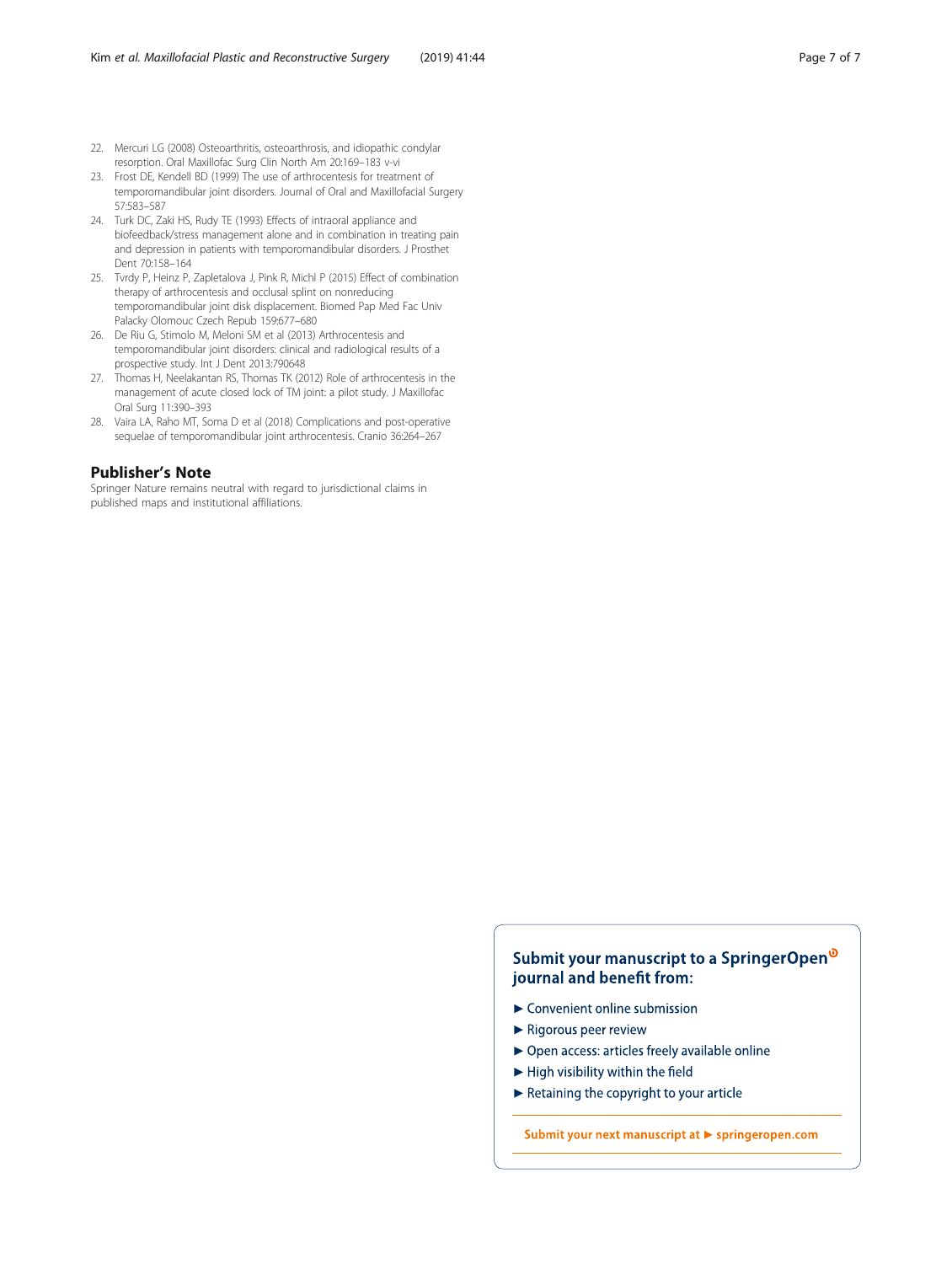22. Mercuri LG (2008) Osteoarthritis, osteoarthrosis, and idiopathic condylar resorption. Oral Maxillofac Surg Clin North Am 20:169–183 v-vi
23. Frost DE, Kendell BD (1999) The use of arthrocentesis for treatment of temporomandibular joint disorders. Journal of Oral and Maxillofacial Surgery 57:583–587
24. Turk DC, Zaki HS, Rudy TE (1993) Effects of intraoral appliance and biofeedback/stress management alone and in combination in treating pain and depression in patients with temporomandibular disorders. J Prosthet Dent 70:158–164
25. Tvrdy P, Heinz P, Zapletalova J, Pink R, Michl P (2015) Effect of combination therapy of arthrocentesis and occlusal splint on nonreducing temporomandibular joint disk displacement. Biomed Pap Med Fac Univ Palacky Olomouc Czech Repub 159:677–680
26. De Riu G, Stimolo M, Meloni SM et al (2013) Arthrocentesis and temporomandibular joint disorders: clinical and radiological results of a prospective study. Int J Dent 2013:790648
27. Thomas H, Neelakantan RS, Thomas TK (2012) Role of arthrocentesis in the management of acute closed lock of TM joint: a pilot study. J Maxillofac Oral Surg 11:390–393
28. Vaira LA, Raho MT, Soma D et al (2018) Complications and post-operative sequelae of temporomandibular joint arthrocentesis. Cranio 36:264–267

## Publisher's Note

Springer Nature remains neutral with regard to jurisdictional claims in published maps and institutional affiliations.

**Submit your manuscript to a SpringerOpen journal and benefit from:**

- ► Convenient online submission
- ► Rigorous peer review
- ► Open access: articles freely available online
- ► High visibility within the field
- ► Retaining the copyright to your article

**Submit your next manuscript at ► springeropen.com**